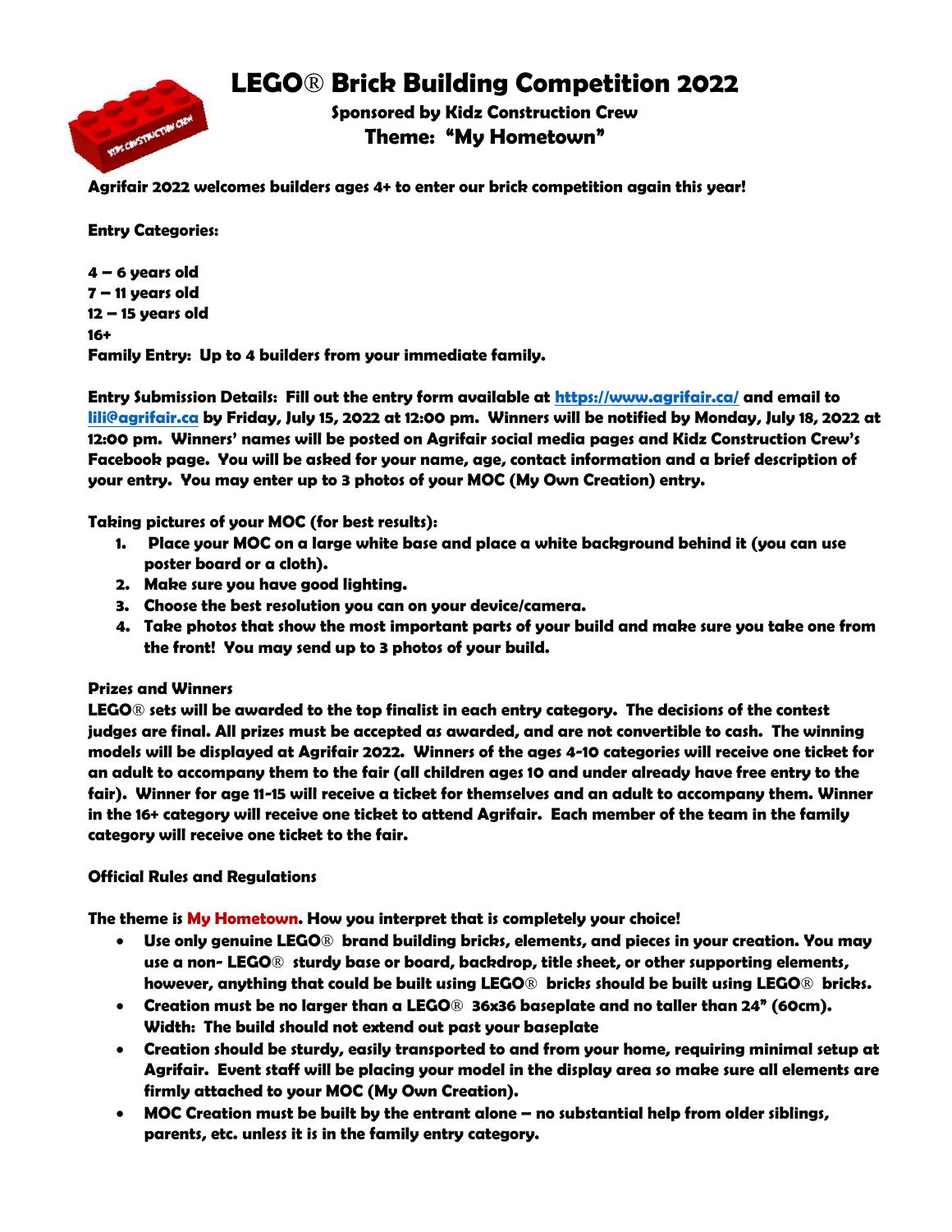# LEGO® Brick Building Competition 2022

**Sponsored by Kidz Construction Crew**

**Theme: "My Hometown"**

**Agrifair 2022 welcomes builders ages 4+ to enter our brick competition again this year!**

**Entry Categories:**

**4 – 6 years old**
**7 – 11 years old**
**12 – 15 years old**
**16+**
**Family Entry: Up to 4 builders from your immediate family.**

**Entry Submission Details: Fill out the entry form available at [https://www.agrifair.ca/](https://www.agrifair.ca/) and email to [lili@agrifair.ca](mailto:lili@agrifair.ca) by Friday, July 15, 2022 at 12:00 pm. Winners will be notified by Monday, July 18, 2022 at 12:00 pm. Winners' names will be posted on Agrifair social media pages and Kidz Construction Crew's Facebook page. You will be asked for your name, age, contact information and a brief description of your entry. You may enter up to 3 photos of your MOC (My Own Creation) entry.**

**Taking pictures of your MOC (for best results):**

1. **Place your MOC on a large white base and place a white background behind it (you can use poster board or a cloth).**
2. **Make sure you have good lighting.**
3. **Choose the best resolution you can on your device/camera.**
4. **Take photos that show the most important parts of your build and make sure you take one from the front! You may send up to 3 photos of your build.**

**Prizes and Winners**

**LEGO® sets will be awarded to the top finalist in each entry category. The decisions of the contest judges are final. All prizes must be accepted as awarded, and are not convertible to cash. The winning models will be displayed at Agrifair 2022. Winners of the ages 4-10 categories will receive one ticket for an adult to accompany them to the fair (all children ages 10 and under already have free entry to the fair). Winner for age 11-15 will receive a ticket for themselves and an adult to accompany them. Winner in the 16+ category will receive one ticket to attend Agrifair. Each member of the team in the family category will receive one ticket to the fair.**

**Official Rules and Regulations**

**The theme is My Hometown. How you interpret that is completely your choice!**

- **Use only genuine LEGO® brand building bricks, elements, and pieces in your creation. You may use a non- LEGO® sturdy base or board, backdrop, title sheet, or other supporting elements, however, anything that could be built using LEGO® bricks should be built using LEGO® bricks.**
- **Creation must be no larger than a LEGO® 36x36 baseplate and no taller than 24" (60cm). Width: The build should not extend out past your baseplate**
- **Creation should be sturdy, easily transported to and from your home, requiring minimal setup at Agrifair. Event staff will be placing your model in the display area so make sure all elements are firmly attached to your MOC (My Own Creation).**
- **MOC Creation must be built by the entrant alone – no substantial help from older siblings, parents, etc. unless it is in the family entry category.**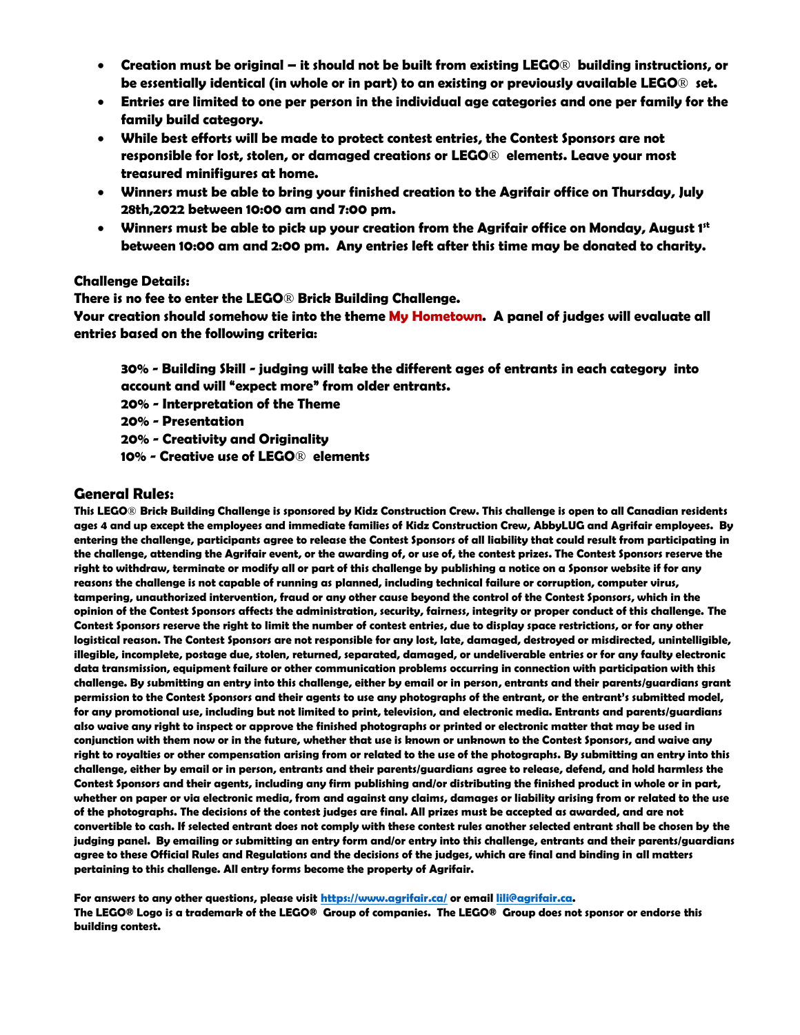- **Creation must be original – it should not be built from existing LEGO® building instructions, or be essentially identical (in whole or in part) to an existing or previously available LEGO® set.**
- **Entries are limited to one per person in the individual age categories and one per family for the family build category.**
- **While best efforts will be made to protect contest entries, the Contest Sponsors are not responsible for lost, stolen, or damaged creations or LEGO® elements. Leave your most treasured minifigures at home.**
- **Winners must be able to bring your finished creation to the Agrifair office on Thursday, July 28th,2022 between 10:00 am and 7:00 pm.**
- **Winners must be able to pick up your creation from the Agrifair office on Monday, August 1st between 10:00 am and 2:00 pm. Any entries left after this time may be donated to charity.**

**Challenge Details:**
**There is no fee to enter the LEGO® Brick Building Challenge.**
**Your creation should somehow tie into the theme My Hometown. A panel of judges will evaluate all entries based on the following criteria:**

**30% - Building Skill - judging will take the different ages of entrants in each category into account and will "expect more" from older entrants.**
**20% - Interpretation of the Theme**
**20% - Presentation**
**20% - Creativity and Originality**
**10% - Creative use of LEGO® elements**

## General Rules:

**This LEGO® Brick Building Challenge is sponsored by Kidz Construction Crew. This challenge is open to all Canadian residents ages 4 and up except the employees and immediate families of Kidz Construction Crew, AbbyLUG and Agrifair employees. By entering the challenge, participants agree to release the Contest Sponsors of all liability that could result from participating in the challenge, attending the Agrifair event, or the awarding of, or use of, the contest prizes. The Contest Sponsors reserve the right to withdraw, terminate or modify all or part of this challenge by publishing a notice on a Sponsor website if for any reasons the challenge is not capable of running as planned, including technical failure or corruption, computer virus, tampering, unauthorized intervention, fraud or any other cause beyond the control of the Contest Sponsors, which in the opinion of the Contest Sponsors affects the administration, security, fairness, integrity or proper conduct of this challenge. The Contest Sponsors reserve the right to limit the number of contest entries, due to display space restrictions, or for any other logistical reason. The Contest Sponsors are not responsible for any lost, late, damaged, destroyed or misdirected, unintelligible, illegible, incomplete, postage due, stolen, returned, separated, damaged, or undeliverable entries or for any faulty electronic data transmission, equipment failure or other communication problems occurring in connection with participation with this challenge. By submitting an entry into this challenge, either by email or in person, entrants and their parents/guardians grant permission to the Contest Sponsors and their agents to use any photographs of the entrant, or the entrant's submitted model, for any promotional use, including but not limited to print, television, and electronic media. Entrants and parents/guardians also waive any right to inspect or approve the finished photographs or printed or electronic matter that may be used in conjunction with them now or in the future, whether that use is known or unknown to the Contest Sponsors, and waive any right to royalties or other compensation arising from or related to the use of the photographs. By submitting an entry into this challenge, either by email or in person, entrants and their parents/guardians agree to release, defend, and hold harmless the Contest Sponsors and their agents, including any firm publishing and/or distributing the finished product in whole or in part, whether on paper or via electronic media, from and against any claims, damages or liability arising from or related to the use of the photographs. The decisions of the contest judges are final. All prizes must be accepted as awarded, and are not convertible to cash. If selected entrant does not comply with these contest rules another selected entrant shall be chosen by the judging panel. By emailing or submitting an entry form and/or entry into this challenge, entrants and their parents/guardians agree to these Official Rules and Regulations and the decisions of the judges, which are final and binding in all matters pertaining to this challenge. All entry forms become the property of Agrifair.**

**For answers to any other questions, please visit https://www.agrifair.ca/ or email lili@agrifair.ca.**
**The LEGO® Logo is a trademark of the LEGO® Group of companies. The LEGO® Group does not sponsor or endorse this building contest.**